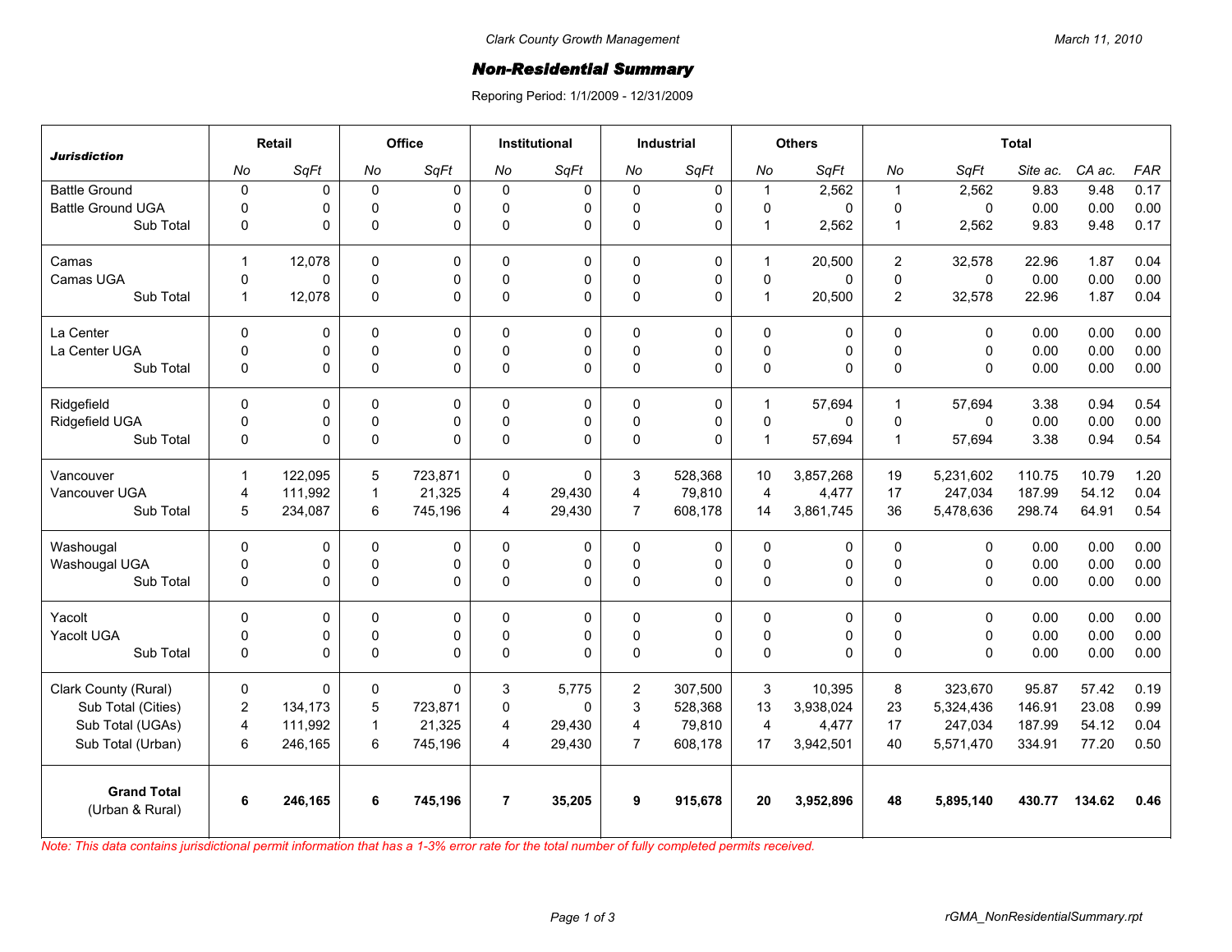Clark County Growth Management

March 11, 2010

# Non-Residential Summary

Reporing Period: 1/1/2009 - 12/31/2009

| Jurisdiction | Retail | | Office | | Institutional | | Industrial | | Others | | Total | | | | |
|---|---|---|---|---|---|---|---|---|---|---|---|---|---|---|---|
| | No | SqFt | No | SqFt | No | SqFt | No | SqFt | No | SqFt | No | SqFt | Site ac. | CA ac. | FAR |
| Battle Ground | 0 | 0 | 0 | 0 | 0 | 0 | 0 | 0 | 1 | 2,562 | 1 | 2,562 | 9.83 | 9.48 | 0.17 |
| Battle Ground UGA | 0 | 0 | 0 | 0 | 0 | 0 | 0 | 0 | 0 | 0 | 0 | 0 | 0.00 | 0.00 | 0.00 |
| Sub Total | 0 | 0 | 0 | 0 | 0 | 0 | 0 | 0 | 1 | 2,562 | 1 | 2,562 | 9.83 | 9.48 | 0.17 |
| Camas | 1 | 12,078 | 0 | 0 | 0 | 0 | 0 | 0 | 1 | 20,500 | 2 | 32,578 | 22.96 | 1.87 | 0.04 |
| Camas UGA | 0 | 0 | 0 | 0 | 0 | 0 | 0 | 0 | 0 | 0 | 0 | 0 | 0.00 | 0.00 | 0.00 |
| Sub Total | 1 | 12,078 | 0 | 0 | 0 | 0 | 0 | 0 | 1 | 20,500 | 2 | 32,578 | 22.96 | 1.87 | 0.04 |
| La Center | 0 | 0 | 0 | 0 | 0 | 0 | 0 | 0 | 0 | 0 | 0 | 0 | 0.00 | 0.00 | 0.00 |
| La Center UGA | 0 | 0 | 0 | 0 | 0 | 0 | 0 | 0 | 0 | 0 | 0 | 0 | 0.00 | 0.00 | 0.00 |
| Sub Total | 0 | 0 | 0 | 0 | 0 | 0 | 0 | 0 | 0 | 0 | 0 | 0 | 0.00 | 0.00 | 0.00 |
| Ridgefield | 0 | 0 | 0 | 0 | 0 | 0 | 0 | 0 | 1 | 57,694 | 1 | 57,694 | 3.38 | 0.94 | 0.54 |
| Ridgefield UGA | 0 | 0 | 0 | 0 | 0 | 0 | 0 | 0 | 0 | 0 | 0 | 0 | 0.00 | 0.00 | 0.00 |
| Sub Total | 0 | 0 | 0 | 0 | 0 | 0 | 0 | 0 | 1 | 57,694 | 1 | 57,694 | 3.38 | 0.94 | 0.54 |
| Vancouver | 1 | 122,095 | 5 | 723,871 | 0 | 0 | 3 | 528,368 | 10 | 3,857,268 | 19 | 5,231,602 | 110.75 | 10.79 | 1.20 |
| Vancouver UGA | 4 | 111,992 | 1 | 21,325 | 4 | 29,430 | 4 | 79,810 | 4 | 4,477 | 17 | 247,034 | 187.99 | 54.12 | 0.04 |
| Sub Total | 5 | 234,087 | 6 | 745,196 | 4 | 29,430 | 7 | 608,178 | 14 | 3,861,745 | 36 | 5,478,636 | 298.74 | 64.91 | 0.54 |
| Washougal | 0 | 0 | 0 | 0 | 0 | 0 | 0 | 0 | 0 | 0 | 0 | 0 | 0.00 | 0.00 | 0.00 |
| Washougal UGA | 0 | 0 | 0 | 0 | 0 | 0 | 0 | 0 | 0 | 0 | 0 | 0 | 0.00 | 0.00 | 0.00 |
| Sub Total | 0 | 0 | 0 | 0 | 0 | 0 | 0 | 0 | 0 | 0 | 0 | 0 | 0.00 | 0.00 | 0.00 |
| Yacolt | 0 | 0 | 0 | 0 | 0 | 0 | 0 | 0 | 0 | 0 | 0 | 0 | 0.00 | 0.00 | 0.00 |
| Yacolt UGA | 0 | 0 | 0 | 0 | 0 | 0 | 0 | 0 | 0 | 0 | 0 | 0 | 0.00 | 0.00 | 0.00 |
| Sub Total | 0 | 0 | 0 | 0 | 0 | 0 | 0 | 0 | 0 | 0 | 0 | 0 | 0.00 | 0.00 | 0.00 |
| Clark County (Rural) | 0 | 0 | 0 | 0 | 3 | 5,775 | 2 | 307,500 | 3 | 10,395 | 8 | 323,670 | 95.87 | 57.42 | 0.19 |
| Sub Total (Cities) | 2 | 134,173 | 5 | 723,871 | 0 | 0 | 3 | 528,368 | 13 | 3,938,024 | 23 | 5,324,436 | 146.91 | 23.08 | 0.99 |
| Sub Total (UGAs) | 4 | 111,992 | 1 | 21,325 | 4 | 29,430 | 4 | 79,810 | 4 | 4,477 | 17 | 247,034 | 187.99 | 54.12 | 0.04 |
| Sub Total (Urban) | 6 | 246,165 | 6 | 745,196 | 4 | 29,430 | 7 | 608,178 | 17 | 3,942,501 | 40 | 5,571,470 | 334.91 | 77.20 | 0.50 |
| **Grand Total** (Urban & Rural) | **6** | **246,165** | **6** | **745,196** | **7** | **35,205** | **9** | **915,678** | **20** | **3,952,896** | **48** | **5,895,140** | **430.77** | **134.62** | **0.46** |

*Note: This data contains jurisdictional permit information that has a 1-3% error rate for the total number of fully completed permits received.*

rGMA_NonResidentialSummary.rpt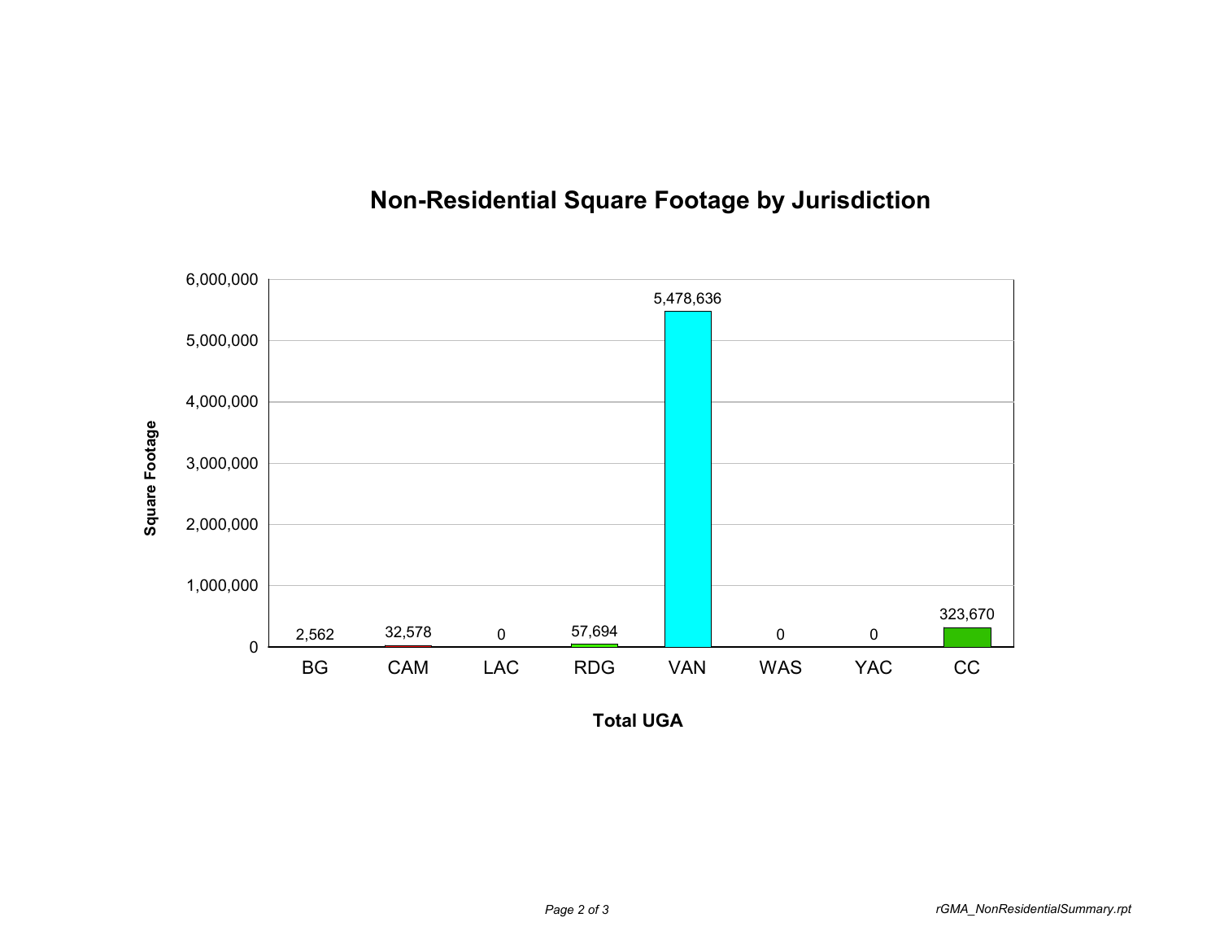# Non-Residential Square Footage by Jurisdiction

| Jurisdiction | Square Footage |
|---|---|
| BG | 2,562 |
| CAM | 32,578 |
| LAC | 0 |
| RDG | 57,694 |
| VAN | 5,478,636 |
| WAS | 0 |
| YAC | 0 |
| CC | 323,670 |

Total UGA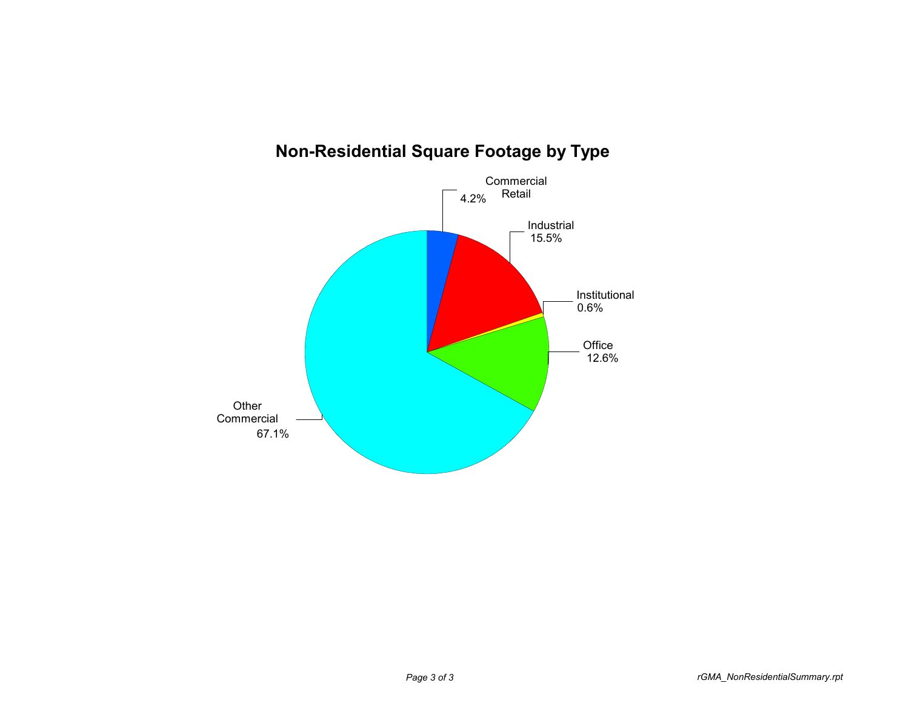## Non-Residential Square Footage by Type

| Type | Percentage |
| --- | --- |
| Commercial Retail | 4.2% |
| Industrial | 15.5% |
| Institutional | 0.6% |
| Office | 12.6% |
| Other Commercial | 67.1% |

rGMA_NonResidentialSummary.rpt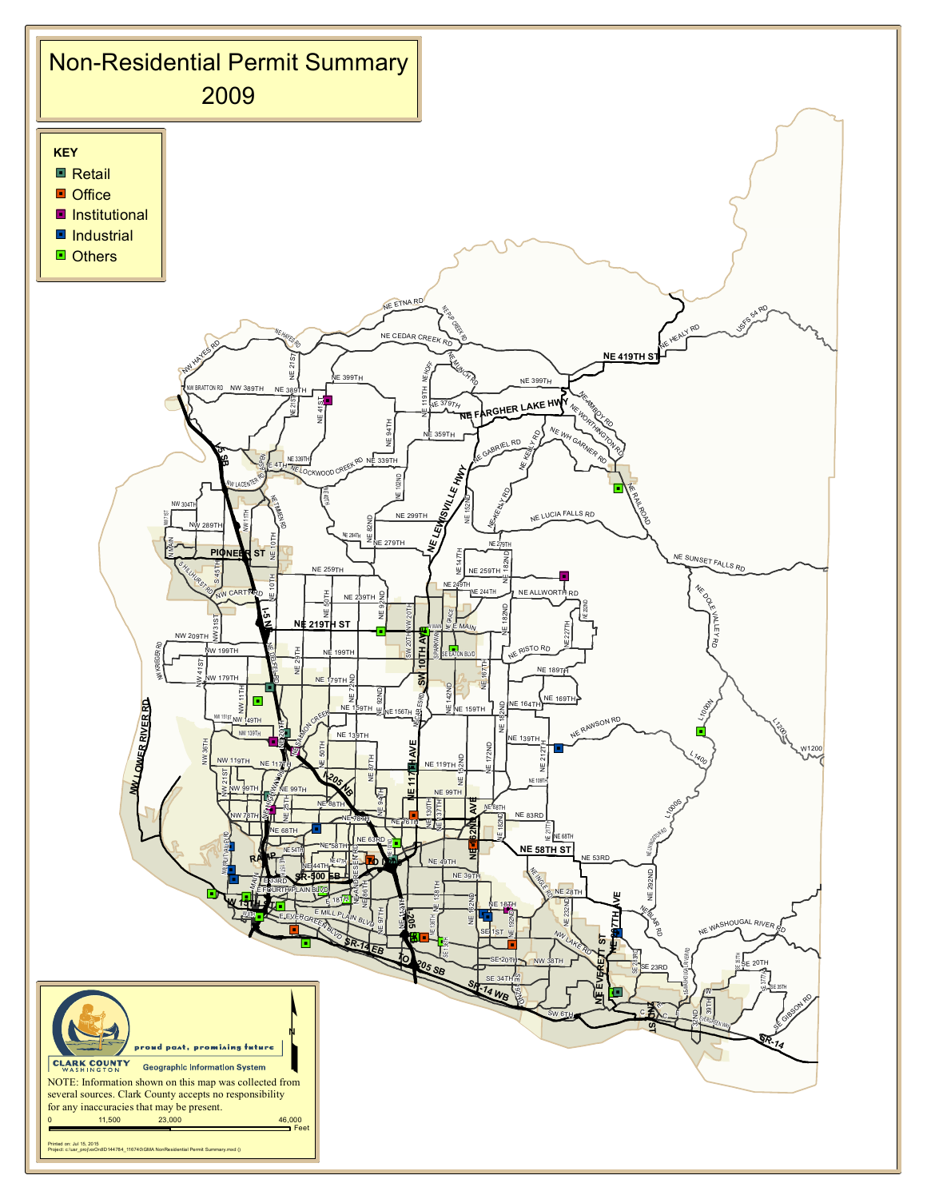# Non-Residential Permit Summary 2009

**KEY**

- Retail
- Office
- Institutional
- Industrial
- Others

CLARK COUNTY WASHINGTON

proud past, promising future

Geographic Information System

NOTE: Information shown on this map was collected from several sources. Clark County accepts no responsibility for any inaccuracies that may be present.

0 11,500 23,000 46,000 Feet

Printed on: Jul 15, 2015

Project: c:\usr_proj\xxOrdID144784_116749\GMA NonResidential Permit Summary.mxd ()